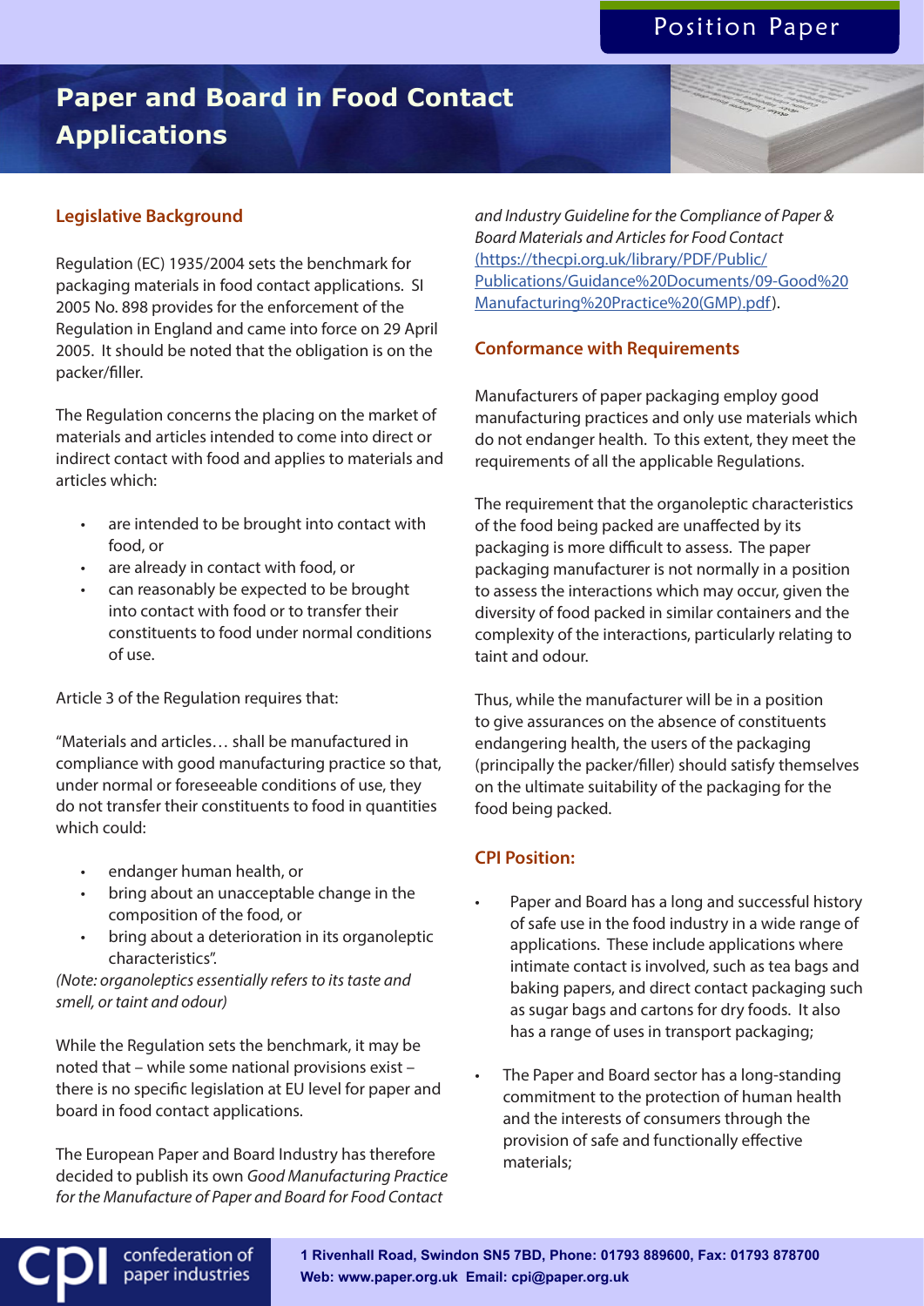Position Paper

# Paper and Board in Food Contact Applications

## Legislative Background

Regulation (EC) 1935/2004 sets the benchmark for packaging materials in food contact applications. SI 2005 No. 898 provides for the enforcement of the Regulation in England and came into force on 29 April 2005. It should be noted that the obligation is on the packer/filler.

The Regulation concerns the placing on the market of materials and articles intended to come into direct or indirect contact with food and applies to materials and articles which:

- are intended to be brought into contact with food, or
- are already in contact with food, or
- can reasonably be expected to be brought into contact with food or to transfer their constituents to food under normal conditions of use.

Article 3 of the Regulation requires that:

"Materials and articles… shall be manufactured in compliance with good manufacturing practice so that, under normal or foreseeable conditions of use, they do not transfer their constituents to food in quantities which could:

- endanger human health, or
- bring about an unacceptable change in the composition of the food, or
- bring about a deterioration in its organoleptic characteristics".

*(Note: organoleptics essentially refers to its taste and smell, or taint and odour)*

While the Regulation sets the benchmark, it may be noted that – while some national provisions exist – there is no specific legislation at EU level for paper and board in food contact applications.

The European Paper and Board Industry has therefore decided to publish its own *Good Manufacturing Practice for the Manufacture of Paper and Board for Food Contact and Industry Guideline for the Compliance of Paper & Board Materials and Articles for Food Contact* (https://thecpi.org.uk/library/PDF/Public/Publications/Guidance%20Documents/09-Good%20Manufacturing%20Practice%20(GMP).pdf).

## Conformance with Requirements

Manufacturers of paper packaging employ good manufacturing practices and only use materials which do not endanger health. To this extent, they meet the requirements of all the applicable Regulations.

The requirement that the organoleptic characteristics of the food being packed are unaffected by its packaging is more difficult to assess. The paper packaging manufacturer is not normally in a position to assess the interactions which may occur, given the diversity of food packed in similar containers and the complexity of the interactions, particularly relating to taint and odour.

Thus, while the manufacturer will be in a position to give assurances on the absence of constituents endangering health, the users of the packaging (principally the packer/filler) should satisfy themselves on the ultimate suitability of the packaging for the food being packed.

## CPI Position:

- Paper and Board has a long and successful history of safe use in the food industry in a wide range of applications. These include applications where intimate contact is involved, such as tea bags and baking papers, and direct contact packaging such as sugar bags and cartons for dry foods. It also has a range of uses in transport packaging;
- The Paper and Board sector has a long-standing commitment to the protection of human health and the interests of consumers through the provision of safe and functionally effective materials;

cpi confederation of paper industries

**1 Rivenhall Road, Swindon SN5 7BD, Phone: 01793 889600, Fax: 01793 878700**
**Web: www.paper.org.uk Email: cpi@paper.org.uk**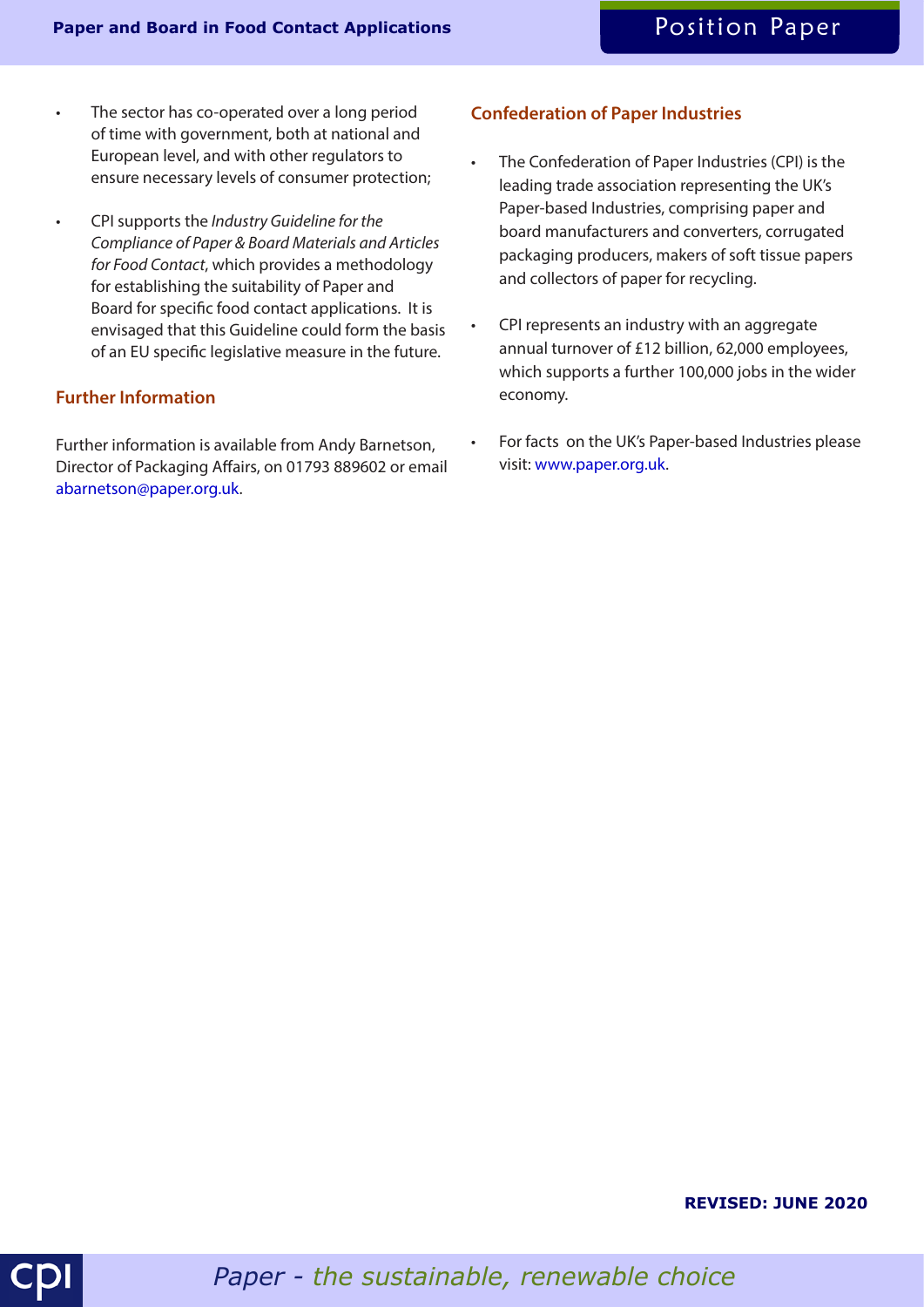- The sector has co-operated over a long period of time with government, both at national and European level, and with other regulators to ensure necessary levels of consumer protection;
- CPI supports the *Industry Guideline for the Compliance of Paper & Board Materials and Articles for Food Contact*, which provides a methodology for establishing the suitability of Paper and Board for specific food contact applications. It is envisaged that this Guideline could form the basis of an EU specific legislative measure in the future.

## Further Information

Further information is available from Andy Barnetson, Director of Packaging Affairs, on 01793 889602 or email abarnetson@paper.org.uk.

## Confederation of Paper Industries

- The Confederation of Paper Industries (CPI) is the leading trade association representing the UK's Paper-based Industries, comprising paper and board manufacturers and converters, corrugated packaging producers, makers of soft tissue papers and collectors of paper for recycling.
- CPI represents an industry with an aggregate annual turnover of £12 billion, 62,000 employees, which supports a further 100,000 jobs in the wider economy.
- For facts on the UK's Paper-based Industries please visit: www.paper.org.uk.

**REVISED: JUNE 2020**